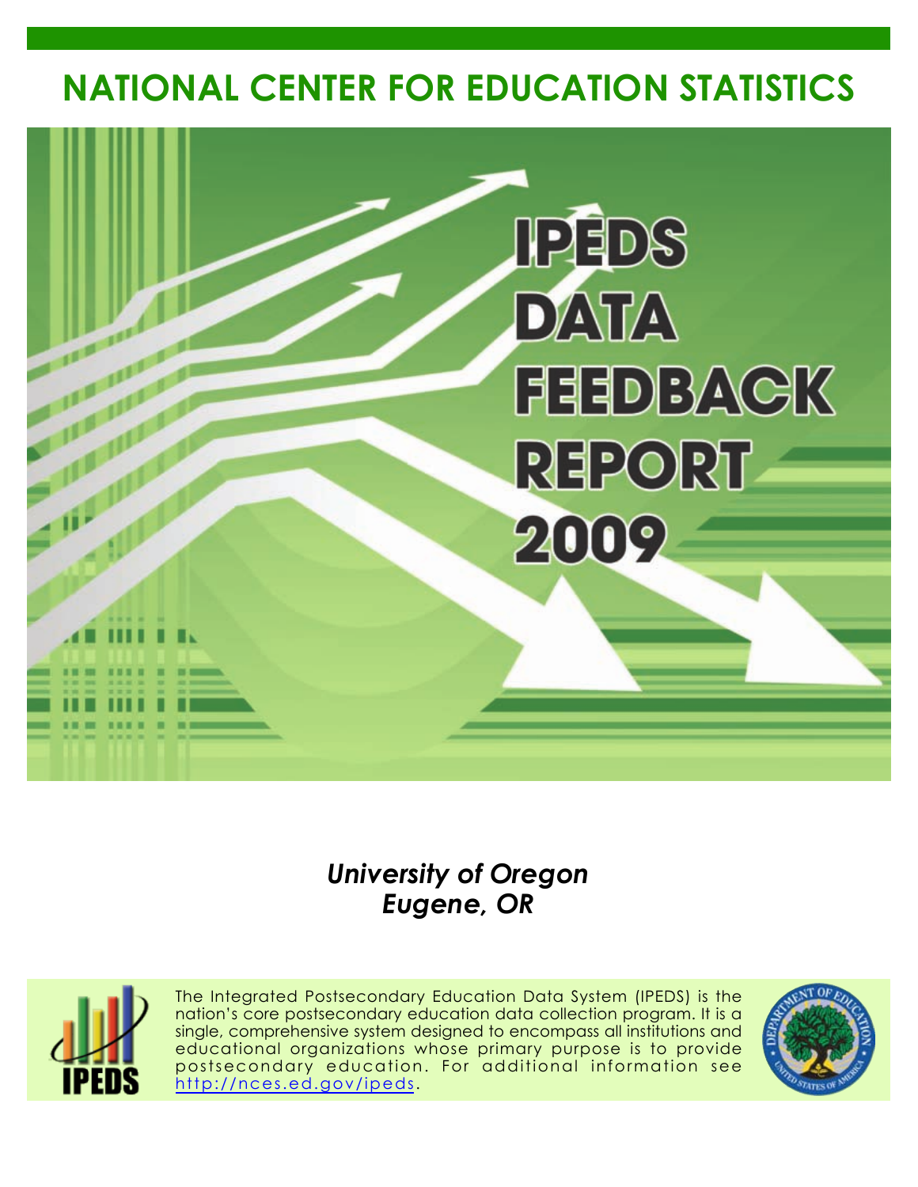# NATIONAL CENTER FOR EDUCATION STATISTICS

# IPEDS DATA FEEDBACK REPORT 2009

***University of Oregon***
***Eugene, OR***

The Integrated Postsecondary Education Data System (IPEDS) is the nation's core postsecondary education data collection program. It is a single, comprehensive system designed to encompass all institutions and educational organizations whose primary purpose is to provide postsecondary education. For additional information see http://nces.ed.gov/ipeds.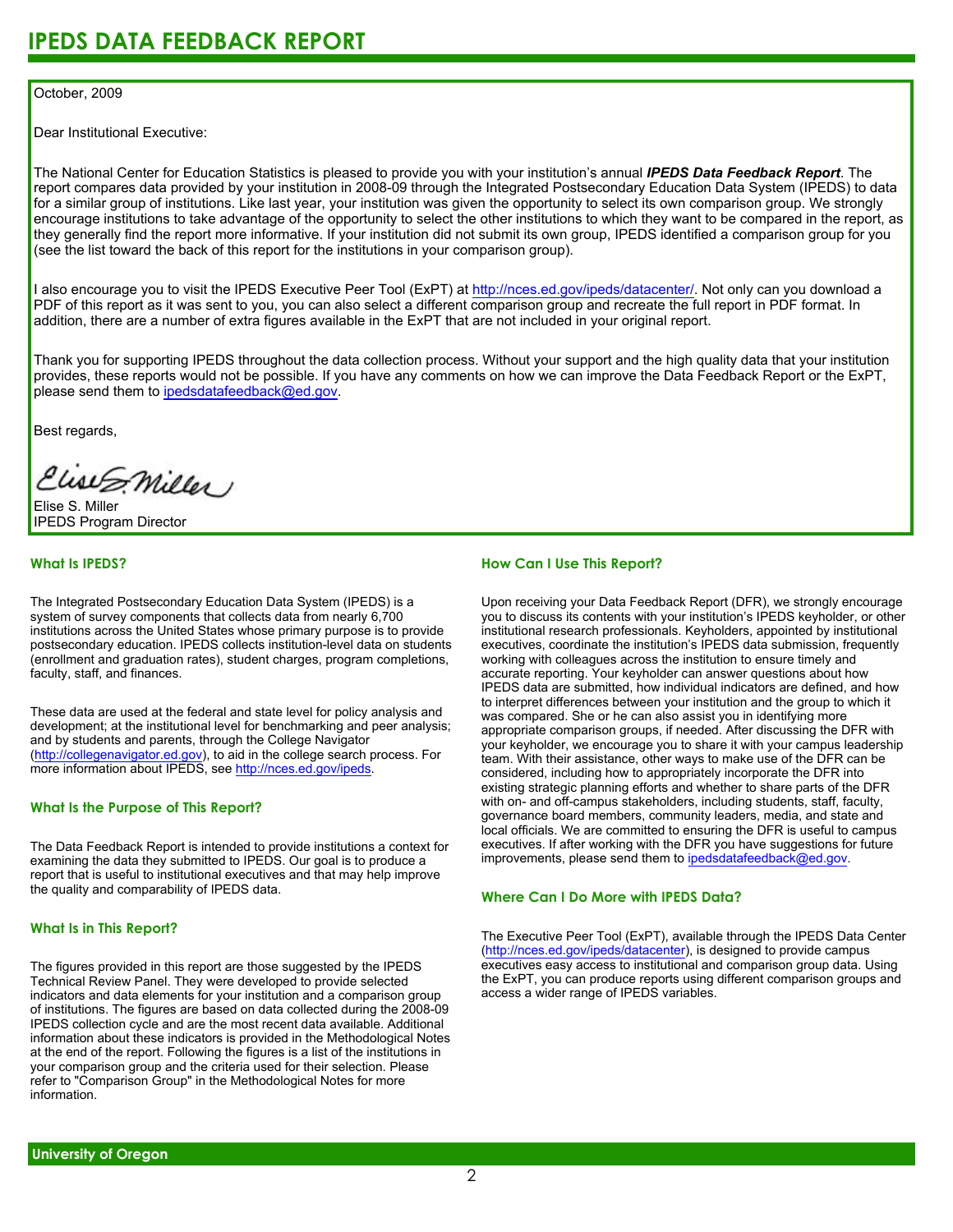# IPEDS DATA FEEDBACK REPORT

October, 2009

Dear Institutional Executive:

The National Center for Education Statistics is pleased to provide you with your institution's annual ***IPEDS Data Feedback Report***. The report compares data provided by your institution in 2008-09 through the Integrated Postsecondary Education Data System (IPEDS) to data for a similar group of institutions. Like last year, your institution was given the opportunity to select its own comparison group. We strongly encourage institutions to take advantage of the opportunity to select the other institutions to which they want to be compared in the report, as they generally find the report more informative. If your institution did not submit its own group, IPEDS identified a comparison group for you (see the list toward the back of this report for the institutions in your comparison group).

I also encourage you to visit the IPEDS Executive Peer Tool (ExPT) at http://nces.ed.gov/ipeds/datacenter/. Not only can you download a PDF of this report as it was sent to you, you can also select a different comparison group and recreate the full report in PDF format. In addition, there are a number of extra figures available in the ExPT that are not included in your original report.

Thank you for supporting IPEDS throughout the data collection process. Without your support and the high quality data that your institution provides, these reports would not be possible. If you have any comments on how we can improve the Data Feedback Report or the ExPT, please send them to ipedsdatafeedback@ed.gov.

Best regards,

Elise S. Miller
IPEDS Program Director

## What Is IPEDS?

The Integrated Postsecondary Education Data System (IPEDS) is a system of survey components that collects data from nearly 6,700 institutions across the United States whose primary purpose is to provide postsecondary education. IPEDS collects institution-level data on students (enrollment and graduation rates), student charges, program completions, faculty, staff, and finances.

These data are used at the federal and state level for policy analysis and development; at the institutional level for benchmarking and peer analysis; and by students and parents, through the College Navigator (http://collegenavigator.ed.gov), to aid in the college search process. For more information about IPEDS, see http://nces.ed.gov/ipeds.

## What Is the Purpose of This Report?

The Data Feedback Report is intended to provide institutions a context for examining the data they submitted to IPEDS. Our goal is to produce a report that is useful to institutional executives and that may help improve the quality and comparability of IPEDS data.

## What Is in This Report?

The figures provided in this report are those suggested by the IPEDS Technical Review Panel. They were developed to provide selected indicators and data elements for your institution and a comparison group of institutions. The figures are based on data collected during the 2008-09 IPEDS collection cycle and are the most recent data available. Additional information about these indicators is provided in the Methodological Notes at the end of the report. Following the figures is a list of the institutions in your comparison group and the criteria used for their selection. Please refer to "Comparison Group" in the Methodological Notes for more information.

## How Can I Use This Report?

Upon receiving your Data Feedback Report (DFR), we strongly encourage you to discuss its contents with your institution's IPEDS keyholder, or other institutional research professionals. Keyholders, appointed by institutional executives, coordinate the institution's IPEDS data submission, frequently working with colleagues across the institution to ensure timely and accurate reporting. Your keyholder can answer questions about how IPEDS data are submitted, how individual indicators are defined, and how to interpret differences between your institution and the group to which it was compared. She or he can also assist you in identifying more appropriate comparison groups, if needed. After discussing the DFR with your keyholder, we encourage you to share it with your campus leadership team. With their assistance, other ways to make use of the DFR can be considered, including how to appropriately incorporate the DFR into existing strategic planning efforts and whether to share parts of the DFR with on- and off-campus stakeholders, including students, staff, faculty, governance board members, community leaders, media, and state and local officials. We are committed to ensuring the DFR is useful to campus executives. If after working with the DFR you have suggestions for future improvements, please send them to ipedsdatafeedback@ed.gov.

## Where Can I Do More with IPEDS Data?

The Executive Peer Tool (ExPT), available through the IPEDS Data Center (http://nces.ed.gov/ipeds/datacenter), is designed to provide campus executives easy access to institutional and comparison group data. Using the ExPT, you can produce reports using different comparison groups and access a wider range of IPEDS variables.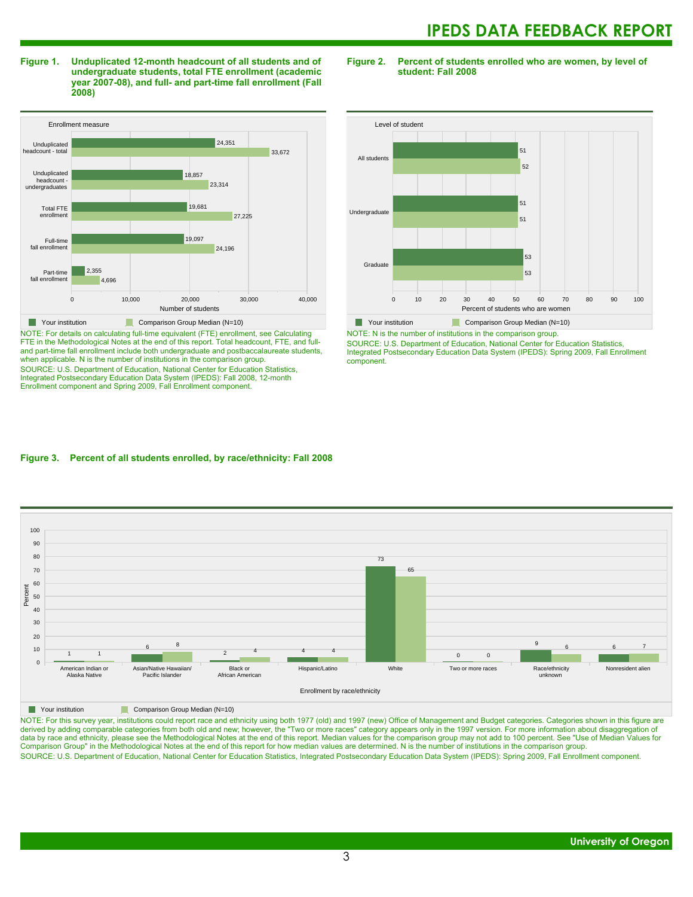**Figure 1. Unduplicated 12-month headcount of all students and of undergraduate students, total FTE enrollment (academic year 2007-08), and full- and part-time fall enrollment (Fall 2008)**

| Enrollment measure | Your institution | Comparison Group Median (N=10) |
|---|---|---|
| Unduplicated headcount - total | 24,351 | 33,672 |
| Unduplicated headcount - undergraduates | 18,857 | 23,314 |
| Total FTE enrollment | 19,681 | 27,225 |
| Full-time fall enrollment | 19,097 | 24,196 |
| Part-time fall enrollment | 2,355 | 4,696 |

NOTE: For details on calculating full-time equivalent (FTE) enrollment, see Calculating FTE in the Methodological Notes at the end of this report. Total headcount, FTE, and full- and part-time fall enrollment include both undergraduate and postbaccalaureate students, when applicable. N is the number of institutions in the comparison group.

SOURCE: U.S. Department of Education, National Center for Education Statistics, Integrated Postsecondary Education Data System (IPEDS): Fall 2008, 12-month Enrollment component and Spring 2009, Fall Enrollment component.

**Figure 2. Percent of students enrolled who are women, by level of student: Fall 2008**

| Level of student | Your institution | Comparison Group Median (N=10) |
|---|---|---|
| All students | 51 | 52 |
| Undergraduate | 51 | 51 |
| Graduate | 53 | 53 |

NOTE: N is the number of institutions in the comparison group.

SOURCE: U.S. Department of Education, National Center for Education Statistics, Integrated Postsecondary Education Data System (IPEDS): Spring 2009, Fall Enrollment component.

**Figure 3. Percent of all students enrolled, by race/ethnicity: Fall 2008**

| Enrollment by race/ethnicity | Your institution | Comparison Group Median (N=10) |
|---|---|---|
| American Indian or Alaska Native | 1 | 1 |
| Asian/Native Hawaiian/ Pacific Islander | 6 | 8 |
| Black or African American | 2 | 4 |
| Hispanic/Latino | 4 | 4 |
| White | 73 | 65 |
| Two or more races | 0 | 0 |
| Race/ethnicity unknown | 9 | 6 |
| Nonresident alien | 6 | 7 |

NOTE: For this survey year, institutions could report race and ethnicity using both 1977 (old) and 1997 (new) Office of Management and Budget categories. Categories shown in this figure are derived by adding comparable categories from both old and new; however, the "Two or more races" category appears only in the 1997 version. For more information about disaggregation of data by race and ethnicity, please see the Methodological Notes at the end of this report. Median values for the comparison group may not add to 100 percent. See "Use of Median Values for Comparison Group" in the Methodological Notes at the end of this report for how median values are determined. N is the number of institutions in the comparison group.

SOURCE: U.S. Department of Education, National Center for Education Statistics, Integrated Postsecondary Education Data System (IPEDS): Spring 2009, Fall Enrollment component.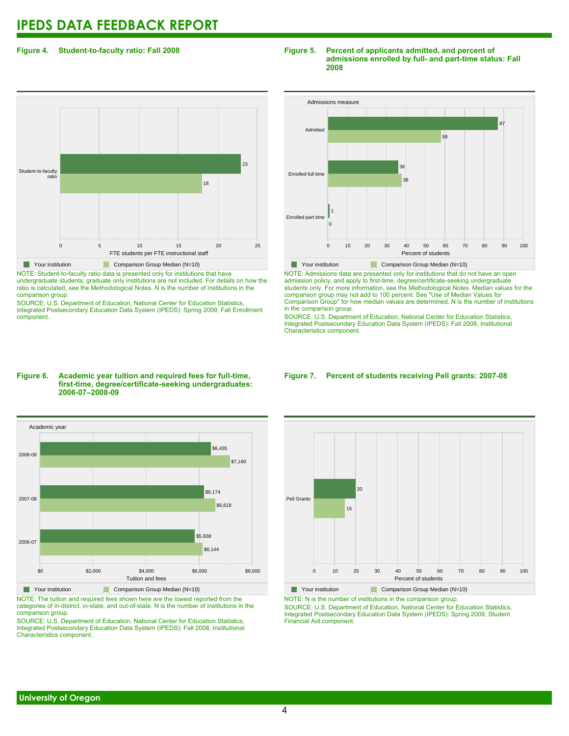# IPEDS DATA FEEDBACK REPORT

**Figure 4. Student-to-faculty ratio: Fall 2008**

| | Your institution | Comparison Group Median (N=10) |
|---|---|---|
| Student-to-faculty ratio | 23 | 18 |

FTE students per FTE instructional staff

NOTE: Student-to-faculty ratio data is presented only for institutions that have undergraduate students; graduate only institutions are not included. For details on how the ratio is calculated, see the Methodological Notes. N is the number of institutions in the comparison group.

SOURCE: U.S. Department of Education, National Center for Education Statistics, Integrated Postsecondary Education Data System (IPEDS): Spring 2009, Fall Enrollment component.

**Figure 5. Percent of applicants admitted, and percent of admissions enrolled by full- and part-time status: Fall 2008**

| Admissions measure | Your institution | Comparison Group Median (N=10) |
|---|---|---|
| Admitted | 87 | 58 |
| Enrolled full time | 36 | 38 |
| Enrolled part time | 1 | 0 |

Percent of students

NOTE: Admissions data are presented only for institutions that do not have an open admission policy, and apply to first-time, degree/certificate-seeking undergraduate students only. For more information, see the Methodological Notes. Median values for the comparison group may not add to 100 percent. See "Use of Median Values for Comparison Group" for how median values are determined. N is the number of institutions in the comparison group.

SOURCE: U.S. Department of Education, National Center for Education Statistics, Integrated Postsecondary Education Data System (IPEDS): Fall 2008, Institutional Characteristics component.

**Figure 6. Academic year tuition and required fees for full-time, first-time, degree/certificate-seeking undergraduates: 2006-07–2008-09**

| Academic year | Your institution | Comparison Group Median (N=10) |
|---|---|---|
| 2008-09 | $6,435 | $7,160 |
| 2007-08 | $6,174 | $6,618 |
| 2006-07 | $5,838 | $6,144 |

Tuition and fees

NOTE: The tuition and required fees shown here are the lowest reported from the categories of in-district, in-state, and out-of-state. N is the number of institutions in the comparison group.

SOURCE: U.S. Department of Education, National Center for Education Statistics, Integrated Postsecondary Education Data System (IPEDS): Fall 2008, Institutional Characteristics component.

**Figure 7. Percent of students receiving Pell grants: 2007-08**

| | Your institution | Comparison Group Median (N=10) |
|---|---|---|
| Pell Grants | 20 | 15 |

Percent of students

NOTE: N is the number of institutions in the comparison group.

SOURCE: U.S. Department of Education, National Center for Education Statistics, Integrated Postsecondary Education Data System (IPEDS): Spring 2009, Student Financial Aid component.

University of Oregon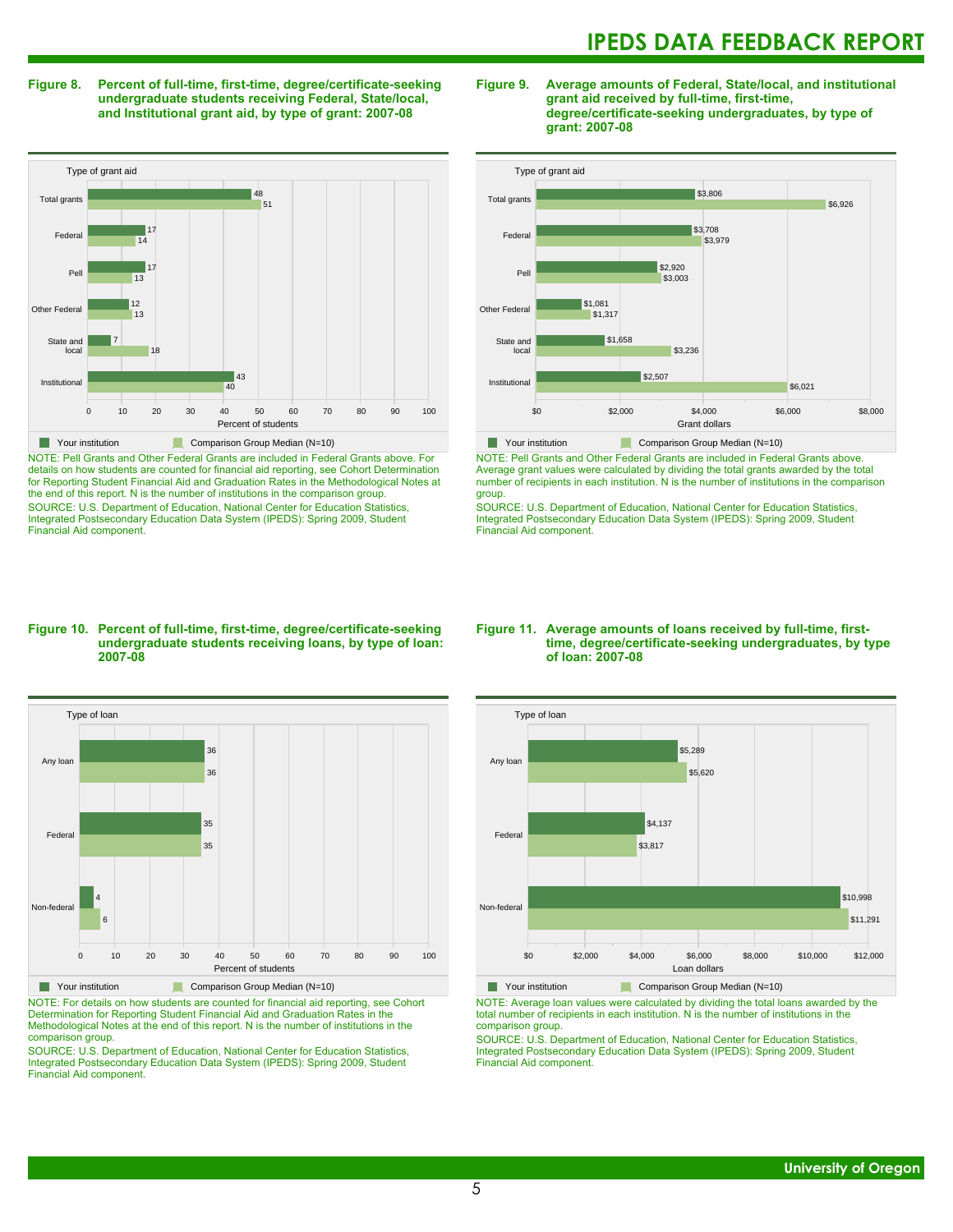**Figure 8. Percent of full-time, first-time, degree/certificate-seeking undergraduate students receiving Federal, State/local, and Institutional grant aid, by type of grant: 2007-08**

| Type of grant aid | Your institution | Comparison Group Median (N=10) |
|---|---|---|
| Total grants | 48 | 51 |
| Federal | 17 | 14 |
| Pell | 17 | 13 |
| Other Federal | 12 | 13 |
| State and local | 7 | 18 |
| Institutional | 43 | 40 |

Percent of students

NOTE: Pell Grants and Other Federal Grants are included in Federal Grants above. For details on how students are counted for financial aid reporting, see Cohort Determination for Reporting Student Financial Aid and Graduation Rates in the Methodological Notes at the end of this report. N is the number of institutions in the comparison group.
SOURCE: U.S. Department of Education, National Center for Education Statistics, Integrated Postsecondary Education Data System (IPEDS): Spring 2009, Student Financial Aid component.

**Figure 9. Average amounts of Federal, State/local, and institutional grant aid received by full-time, first-time, degree/certificate-seeking undergraduates, by type of grant: 2007-08**

| Type of grant aid | Your institution | Comparison Group Median (N=10) |
|---|---|---|
| Total grants | $3,806 | $6,926 |
| Federal | $3,708 | $3,979 |
| Pell | $2,920 | $3,003 |
| Other Federal | $1,081 | $1,317 |
| State and local | $1,658 | $3,236 |
| Institutional | $2,507 | $6,021 |

Grant dollars

NOTE: Pell Grants and Other Federal Grants are included in Federal Grants above. Average grant values were calculated by dividing the total grants awarded by the total number of recipients in each institution. N is the number of institutions in the comparison group.
SOURCE: U.S. Department of Education, National Center for Education Statistics, Integrated Postsecondary Education Data System (IPEDS): Spring 2009, Student Financial Aid component.

**Figure 10. Percent of full-time, first-time, degree/certificate-seeking undergraduate students receiving loans, by type of loan: 2007-08**

| Type of loan | Your institution | Comparison Group Median (N=10) |
|---|---|---|
| Any loan | 36 | 36 |
| Federal | 35 | 35 |
| Non-federal | 4 | 6 |

Percent of students

NOTE: For details on how students are counted for financial aid reporting, see Cohort Determination for Reporting Student Financial Aid and Graduation Rates in the Methodological Notes at the end of this report. N is the number of institutions in the comparison group.
SOURCE: U.S. Department of Education, National Center for Education Statistics, Integrated Postsecondary Education Data System (IPEDS): Spring 2009, Student Financial Aid component.

**Figure 11. Average amounts of loans received by full-time, first-time, degree/certificate-seeking undergraduates, by type of loan: 2007-08**

| Type of loan | Your institution | Comparison Group Median (N=10) |
|---|---|---|
| Any loan | $5,289 | $5,620 |
| Federal | $4,137 | $3,817 |
| Non-federal | $10,998 | $11,291 |

Loan dollars

NOTE: Average loan values were calculated by dividing the total loans awarded by the total number of recipients in each institution. N is the number of institutions in the comparison group.
SOURCE: U.S. Department of Education, National Center for Education Statistics, Integrated Postsecondary Education Data System (IPEDS): Spring 2009, Student Financial Aid component.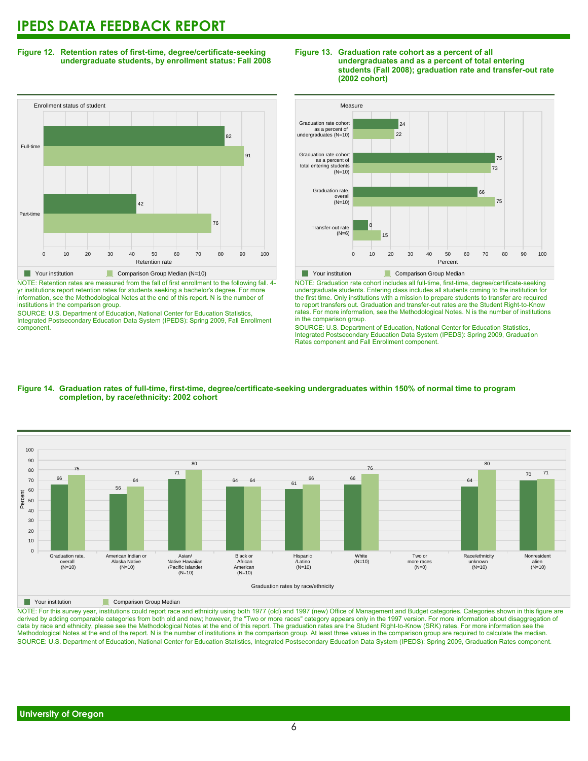# IPEDS DATA FEEDBACK REPORT

**Figure 12. Retention rates of first-time, degree/certificate-seeking undergraduate students, by enrollment status: Fall 2008**

| Enrollment status of student | Your institution | Comparison Group Median (N=10) |
|---|---|---|
| Full-time | 82 | 91 |
| Part-time | 42 | 76 |

NOTE: Retention rates are measured from the fall of first enrollment to the following fall. 4-yr institutions report retention rates for students seeking a bachelor's degree. For more information, see the Methodological Notes at the end of this report. N is the number of institutions in the comparison group.

SOURCE: U.S. Department of Education, National Center for Education Statistics, Integrated Postsecondary Education Data System (IPEDS): Spring 2009, Fall Enrollment component.

**Figure 13. Graduation rate cohort as a percent of all undergraduates and as a percent of total entering students (Fall 2008); graduation rate and transfer-out rate (2002 cohort)**

| Measure | Your institution | Comparison Group Median |
|---|---|---|
| Graduation rate cohort as a percent of undergraduates (N=10) | 24 | 22 |
| Graduation rate cohort as a percent of total entering students (N=10) | 75 | 73 |
| Graduation rate, overall (N=10) | 66 | 75 |
| Transfer-out rate (N=6) | 8 | 15 |

NOTE: Graduation rate cohort includes all full-time, first-time, degree/certificate-seeking undergraduate students. Entering class includes all students coming to the institution for the first time. Only institutions with a mission to prepare students to transfer are required to report transfers out. Graduation and transfer-out rates are the Student Right-to-Know rates. For more information, see the Methodological Notes. N is the number of institutions in the comparison group.

SOURCE: U.S. Department of Education, National Center for Education Statistics, Integrated Postsecondary Education Data System (IPEDS): Spring 2009, Graduation Rates component and Fall Enrollment component.

**Figure 14. Graduation rates of full-time, first-time, degree/certificate-seeking undergraduates within 150% of normal time to program completion, by race/ethnicity: 2002 cohort**

| Graduation rates by race/ethnicity | Your institution | Comparison Group Median |
|---|---|---|
| Graduation rate, overall (N=10) | 66 | 75 |
| American Indian or Alaska Native (N=10) | 56 | 64 |
| Asian/ Native Hawaiian /Pacific Islander (N=10) | 71 | 80 |
| Black or African American (N=10) | 64 | 64 |
| Hispanic /Latino (N=10) | 61 | 66 |
| White (N=10) | 66 | 76 |
| Two or more races (N=0) | | |
| Race/ethnicity unknown (N=10) | 64 | 80 |
| Nonresident alien (N=10) | 70 | 71 |

NOTE: For this survey year, institutions could report race and ethnicity using both 1977 (old) and 1997 (new) Office of Management and Budget categories. Categories shown in this figure are derived by adding comparable categories from both old and new; however, the "Two or more races" category appears only in the 1997 version. For more information about disaggregation of data by race and ethnicity, please see the Methodological Notes at the end of this report. The graduation rates are the Student Right-to-Know (SRK) rates. For more information see the Methodological Notes at the end of the report. N is the number of institutions in the comparison group. At least three values in the comparison group are required to calculate the median.

SOURCE: U.S. Department of Education, National Center for Education Statistics, Integrated Postsecondary Education Data System (IPEDS): Spring 2009, Graduation Rates component.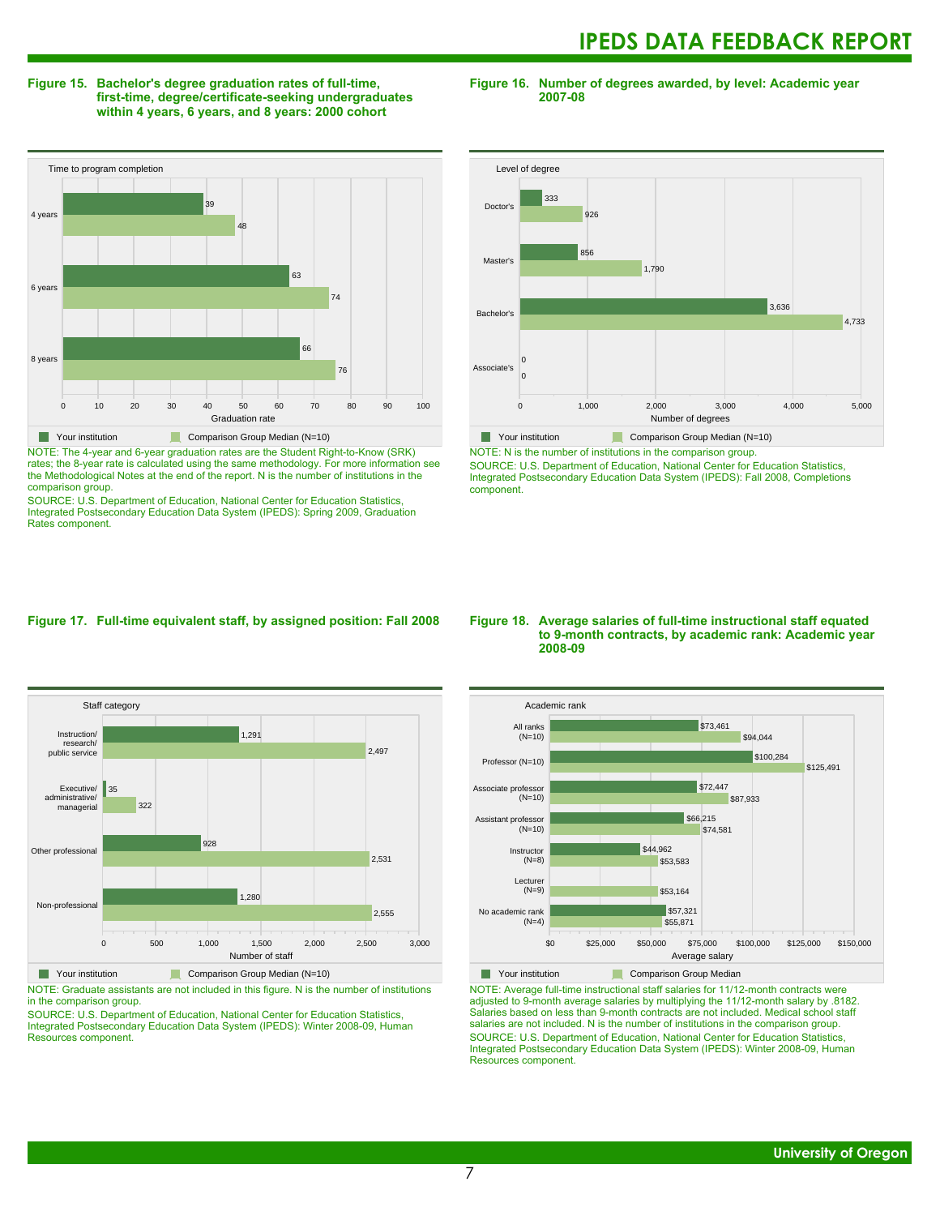**Figure 15. Bachelor's degree graduation rates of full-time, first-time, degree/certificate-seeking undergraduates within 4 years, 6 years, and 8 years: 2000 cohort**

| Time to program completion | Your institution | Comparison Group Median (N=10) |
|---|---|---|
| 4 years | 39 | 48 |
| 6 years | 63 | 74 |
| 8 years | 66 | 76 |

NOTE: The 4-year and 6-year graduation rates are the Student Right-to-Know (SRK) rates; the 8-year rate is calculated using the same methodology. For more information see the Methodological Notes at the end of the report. N is the number of institutions in the comparison group.
SOURCE: U.S. Department of Education, National Center for Education Statistics, Integrated Postsecondary Education Data System (IPEDS): Spring 2009, Graduation Rates component.

**Figure 16. Number of degrees awarded, by level: Academic year 2007-08**

| Level of degree | Your institution | Comparison Group Median (N=10) |
|---|---|---|
| Doctor's | 333 | 926 |
| Master's | 856 | 1,790 |
| Bachelor's | 3,636 | 4,733 |
| Associate's | 0 | 0 |

NOTE: N is the number of institutions in the comparison group.
SOURCE: U.S. Department of Education, National Center for Education Statistics, Integrated Postsecondary Education Data System (IPEDS): Fall 2008, Completions component.

**Figure 17. Full-time equivalent staff, by assigned position: Fall 2008**

| Staff category | Your institution | Comparison Group Median (N=10) |
|---|---|---|
| Instruction/ research/ public service | 1,291 | 2,497 |
| Executive/ administrative/ managerial | 35 | 322 |
| Other professional | 928 | 2,531 |
| Non-professional | 1,280 | 2,555 |

NOTE: Graduate assistants are not included in this figure. N is the number of institutions in the comparison group.
SOURCE: U.S. Department of Education, National Center for Education Statistics, Integrated Postsecondary Education Data System (IPEDS): Winter 2008-09, Human Resources component.

**Figure 18. Average salaries of full-time instructional staff equated to 9-month contracts, by academic rank: Academic year 2008-09**

| Academic rank | Your institution | Comparison Group Median |
|---|---|---|
| All ranks (N=10) | $73,461 | $94,044 |
| Professor (N=10) | $100,284 | $125,491 |
| Associate professor (N=10) | $72,447 | $87,933 |
| Assistant professor (N=10) | $66,215 | $74,581 |
| Instructor (N=8) | $44,962 | $53,583 |
| Lecturer (N=9) | | $53,164 |
| No academic rank (N=4) | $57,321 | $55,871 |

NOTE: Average full-time instructional staff salaries for 11/12-month contracts were adjusted to 9-month average salaries by multiplying the 11/12-month salary by .8182. Salaries based on less than 9-month contracts are not included. Medical school staff salaries are not included. N is the number of institutions in the comparison group.
SOURCE: U.S. Department of Education, National Center for Education Statistics, Integrated Postsecondary Education Data System (IPEDS): Winter 2008-09, Human Resources component.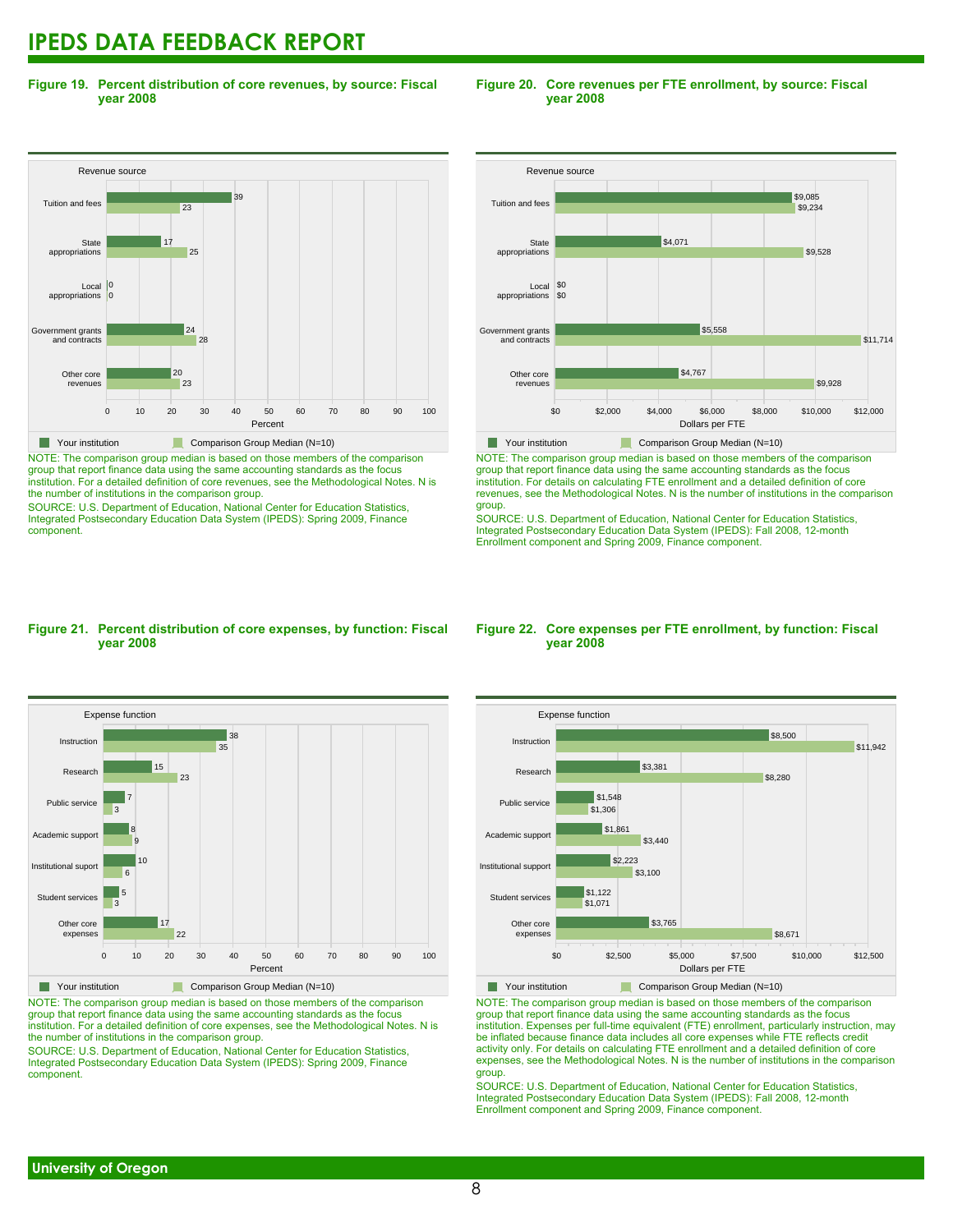# IPEDS DATA FEEDBACK REPORT

**Figure 19. Percent distribution of core revenues, by source: Fiscal year 2008**

| Revenue source | Your institution | Comparison Group Median (N=10) |
|---|---|---|
| Tuition and fees | 39 | 23 |
| State appropriations | 17 | 25 |
| Local appropriations | 0 | 0 |
| Government grants and contracts | 24 | 28 |
| Other core revenues | 20 | 23 |

Percent

NOTE: The comparison group median is based on those members of the comparison group that report finance data using the same accounting standards as the focus institution. For a detailed definition of core revenues, see the Methodological Notes. N is the number of institutions in the comparison group.

SOURCE: U.S. Department of Education, National Center for Education Statistics, Integrated Postsecondary Education Data System (IPEDS): Spring 2009, Finance component.

**Figure 20. Core revenues per FTE enrollment, by source: Fiscal year 2008**

| Revenue source | Your institution | Comparison Group Median (N=10) |
|---|---|---|
| Tuition and fees | $9,085 | $9,234 |
| State appropriations | $4,071 | $9,528 |
| Local appropriations | $0 | $0 |
| Government grants and contracts | $5,558 | $11,714 |
| Other core revenues | $4,767 | $9,928 |

Dollars per FTE

NOTE: The comparison group median is based on those members of the comparison group that report finance data using the same accounting standards as the focus institution. For details on calculating FTE enrollment and a detailed definition of core revenues, see the Methodological Notes. N is the number of institutions in the comparison group.

SOURCE: U.S. Department of Education, National Center for Education Statistics, Integrated Postsecondary Education Data System (IPEDS): Fall 2008, 12-month Enrollment component and Spring 2009, Finance component.

**Figure 21. Percent distribution of core expenses, by function: Fiscal year 2008**

| Expense function | Your institution | Comparison Group Median (N=10) |
|---|---|---|
| Instruction | 38 | 35 |
| Research | 15 | 23 |
| Public service | 7 | 3 |
| Academic support | 8 | 9 |
| Institutional suport | 10 | 6 |
| Student services | 5 | 3 |
| Other core expenses | 17 | 22 |

Percent

NOTE: The comparison group median is based on those members of the comparison group that report finance data using the same accounting standards as the focus institution. For a detailed definition of core expenses, see the Methodological Notes. N is the number of institutions in the comparison group.

SOURCE: U.S. Department of Education, National Center for Education Statistics, Integrated Postsecondary Education Data System (IPEDS): Spring 2009, Finance component.

**Figure 22. Core expenses per FTE enrollment, by function: Fiscal year 2008**

| Expense function | Your institution | Comparison Group Median (N=10) |
|---|---|---|
| Instruction | $8,500 | $11,942 |
| Research | $3,381 | $8,280 |
| Public service | $1,548 | $1,306 |
| Academic support | $1,861 | $3,440 |
| Institutional support | $2,223 | $3,100 |
| Student services | $1,122 | $1,071 |
| Other core expenses | $3,765 | $8,671 |

Dollars per FTE

NOTE: The comparison group median is based on those members of the comparison group that report finance data using the same accounting standards as the focus institution. Expenses per full-time equivalent (FTE) enrollment, particularly instruction, may be inflated because finance data includes all core expenses while FTE reflects credit activity only. For details on calculating FTE enrollment and a detailed definition of core expenses, see the Methodological Notes. N is the number of institutions in the comparison group.

SOURCE: U.S. Department of Education, National Center for Education Statistics, Integrated Postsecondary Education Data System (IPEDS): Fall 2008, 12-month Enrollment component and Spring 2009, Finance component.

**University of Oregon**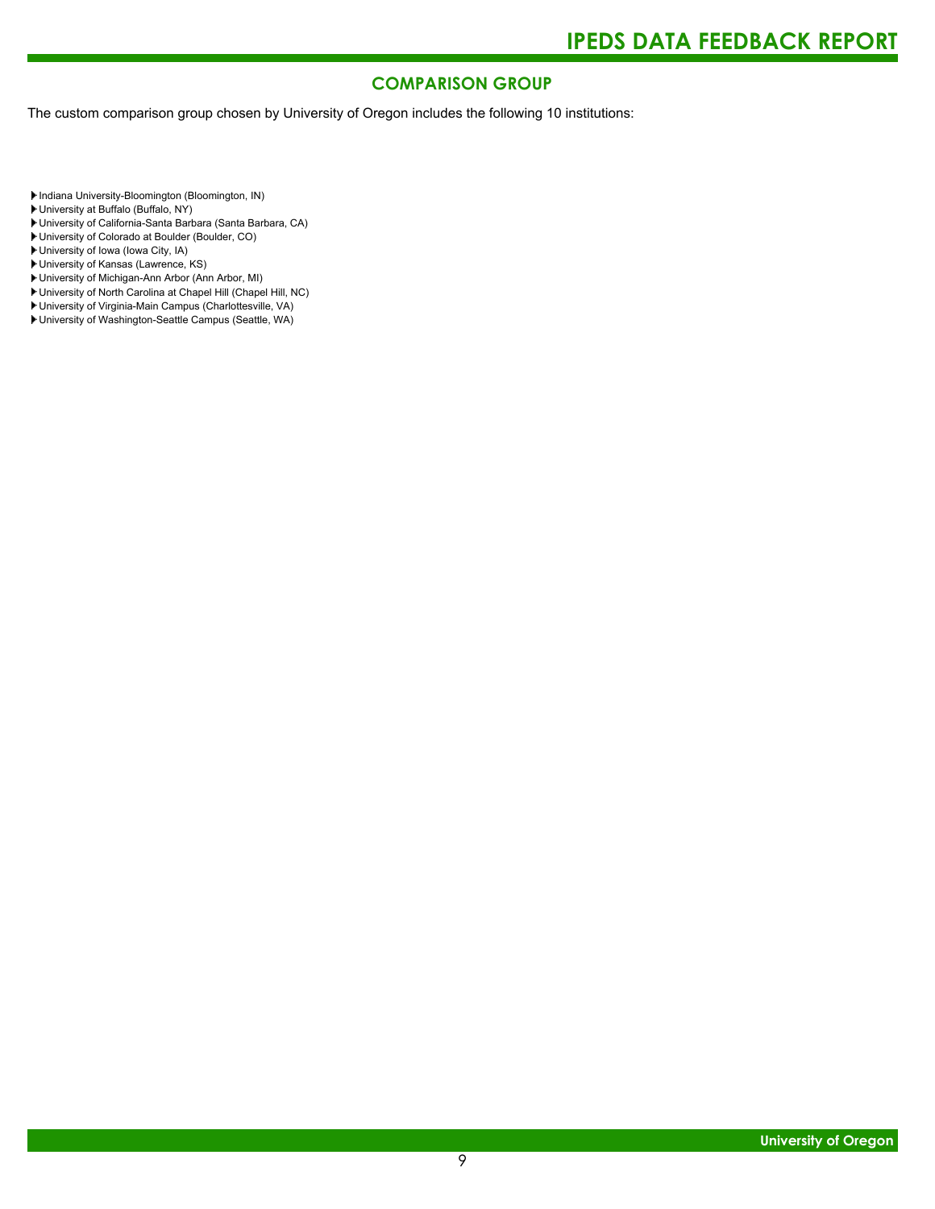## COMPARISON GROUP

The custom comparison group chosen by University of Oregon includes the following 10 institutions:

- Indiana University-Bloomington (Bloomington, IN)
- University at Buffalo (Buffalo, NY)
- University of California-Santa Barbara (Santa Barbara, CA)
- University of Colorado at Boulder (Boulder, CO)
- University of Iowa (Iowa City, IA)
- University of Kansas (Lawrence, KS)
- University of Michigan-Ann Arbor (Ann Arbor, MI)
- University of North Carolina at Chapel Hill (Chapel Hill, NC)
- University of Virginia-Main Campus (Charlottesville, VA)
- University of Washington-Seattle Campus (Seattle, WA)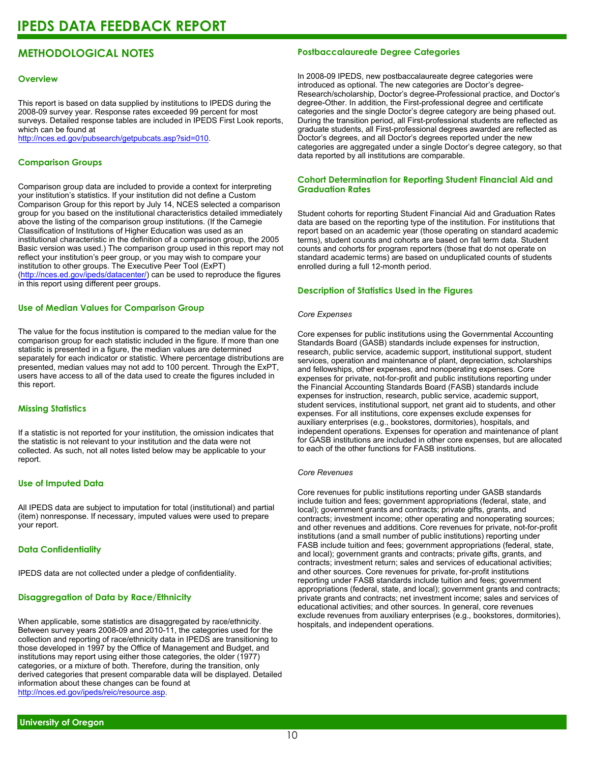# IPEDS DATA FEEDBACK REPORT

## METHODOLOGICAL NOTES

### Overview

This report is based on data supplied by institutions to IPEDS during the 2008-09 survey year. Response rates exceeded 99 percent for most surveys. Detailed response tables are included in IPEDS First Look reports, which can be found at http://nces.ed.gov/pubsearch/getpubcats.asp?sid=010.

### Comparison Groups

Comparison group data are included to provide a context for interpreting your institution's statistics. If your institution did not define a Custom Comparison Group for this report by July 14, NCES selected a comparison group for you based on the institutional characteristics detailed immediately above the listing of the comparison group institutions. (If the Carnegie Classification of Institutions of Higher Education was used as an institutional characteristic in the definition of a comparison group, the 2005 Basic version was used.) The comparison group used in this report may not reflect your institution's peer group, or you may wish to compare your institution to other groups. The Executive Peer Tool (ExPT) (http://nces.ed.gov/ipeds/datacenter/) can be used to reproduce the figures in this report using different peer groups.

### Use of Median Values for Comparison Group

The value for the focus institution is compared to the median value for the comparison group for each statistic included in the figure. If more than one statistic is presented in a figure, the median values are determined separately for each indicator or statistic. Where percentage distributions are presented, median values may not add to 100 percent. Through the ExPT, users have access to all of the data used to create the figures included in this report.

### Missing Statistics

If a statistic is not reported for your institution, the omission indicates that the statistic is not relevant to your institution and the data were not collected. As such, not all notes listed below may be applicable to your report.

### Use of Imputed Data

All IPEDS data are subject to imputation for total (institutional) and partial (item) nonresponse. If necessary, imputed values were used to prepare your report.

### Data Confidentiality

IPEDS data are not collected under a pledge of confidentiality.

### Disaggregation of Data by Race/Ethnicity

When applicable, some statistics are disaggregated by race/ethnicity. Between survey years 2008-09 and 2010-11, the categories used for the collection and reporting of race/ethnicity data in IPEDS are transitioning to those developed in 1997 by the Office of Management and Budget, and institutions may report using either those categories, the older (1977) categories, or a mixture of both. Therefore, during the transition, only derived categories that present comparable data will be displayed. Detailed information about these changes can be found at http://nces.ed.gov/ipeds/reic/resource.asp.

### Postbaccalaureate Degree Categories

In 2008-09 IPEDS, new postbaccalaureate degree categories were introduced as optional. The new categories are Doctor's degree-Research/scholarship, Doctor's degree-Professional practice, and Doctor's degree-Other. In addition, the First-professional degree and certificate categories and the single Doctor's degree category are being phased out. During the transition period, all First-professional students are reflected as graduate students, all First-professional degrees awarded are reflected as Doctor's degrees, and all Doctor's degrees reported under the new categories are aggregated under a single Doctor's degree category, so that data reported by all institutions are comparable.

### Cohort Determination for Reporting Student Financial Aid and Graduation Rates

Student cohorts for reporting Student Financial Aid and Graduation Rates data are based on the reporting type of the institution. For institutions that report based on an academic year (those operating on standard academic terms), student counts and cohorts are based on fall term data. Student counts and cohorts for program reporters (those that do not operate on standard academic terms) are based on unduplicated counts of students enrolled during a full 12-month period.

### Description of Statistics Used in the Figures

*Core Expenses*

Core expenses for public institutions using the Governmental Accounting Standards Board (GASB) standards include expenses for instruction, research, public service, academic support, institutional support, student services, operation and maintenance of plant, depreciation, scholarships and fellowships, other expenses, and nonoperating expenses. Core expenses for private, not-for-profit and public institutions reporting under the Financial Accounting Standards Board (FASB) standards include expenses for instruction, research, public service, academic support, student services, institutional support, net grant aid to students, and other expenses. For all institutions, core expenses exclude expenses for auxiliary enterprises (e.g., bookstores, dormitories), hospitals, and independent operations. Expenses for operation and maintenance of plant for GASB institutions are included in other core expenses, but are allocated to each of the other functions for FASB institutions.

*Core Revenues*

Core revenues for public institutions reporting under GASB standards include tuition and fees; government appropriations (federal, state, and local); government grants and contracts; private gifts, grants, and contracts; investment income; other operating and nonoperating sources; and other revenues and additions. Core revenues for private, not-for-profit institutions (and a small number of public institutions) reporting under FASB include tuition and fees; government appropriations (federal, state, and local); government grants and contracts; private gifts, grants, and contracts; investment return; sales and services of educational activities; and other sources. Core revenues for private, for-profit institutions reporting under FASB standards include tuition and fees; government appropriations (federal, state, and local); government grants and contracts; private grants and contracts; net investment income; sales and services of educational activities; and other sources. In general, core revenues exclude revenues from auxiliary enterprises (e.g., bookstores, dormitories), hospitals, and independent operations.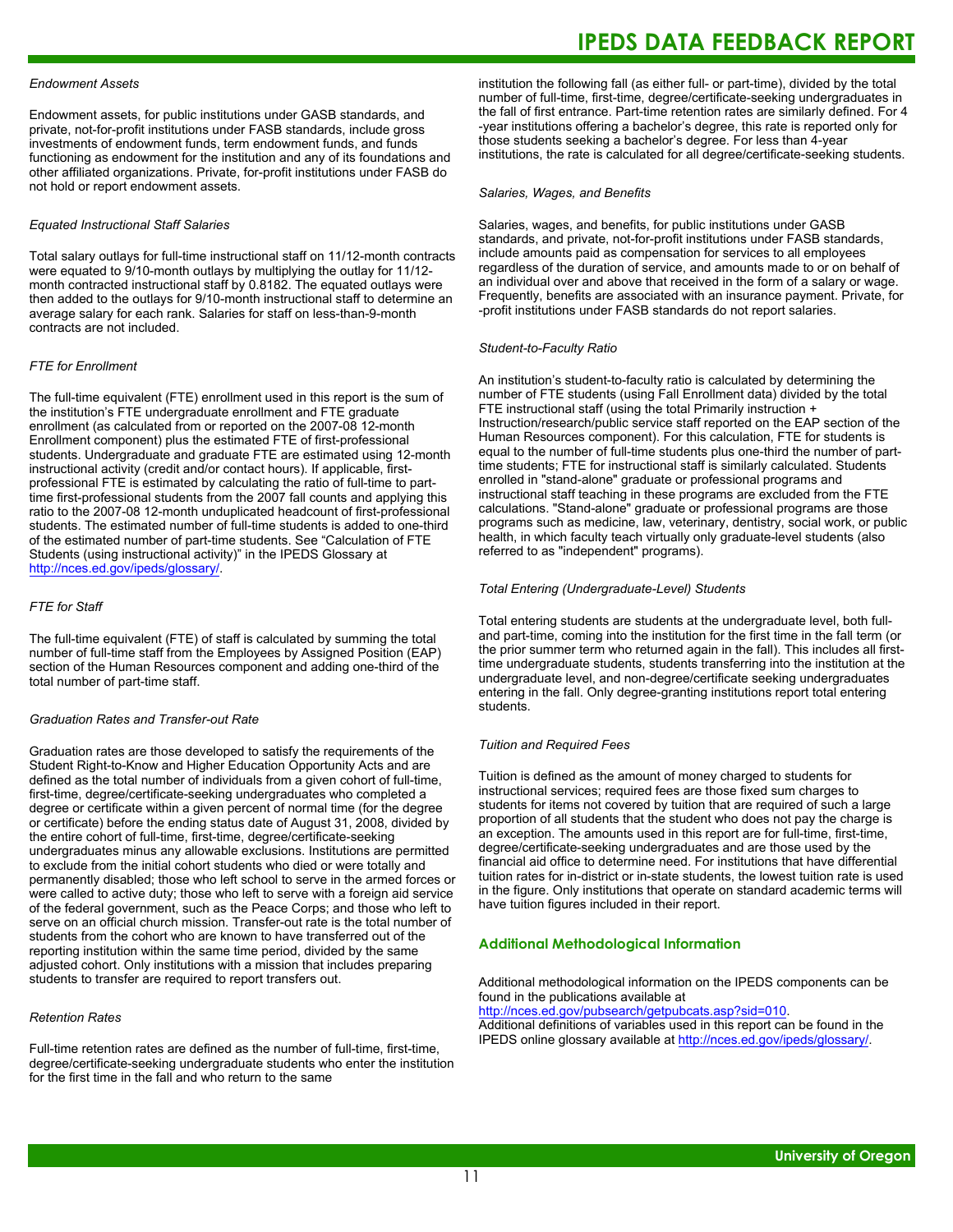*Endowment Assets*

Endowment assets, for public institutions under GASB standards, and private, not-for-profit institutions under FASB standards, include gross investments of endowment funds, term endowment funds, and funds functioning as endowment for the institution and any of its foundations and other affiliated organizations. Private, for-profit institutions under FASB do not hold or report endowment assets.

*Equated Instructional Staff Salaries*

Total salary outlays for full-time instructional staff on 11/12-month contracts were equated to 9/10-month outlays by multiplying the outlay for 11/12-month contracted instructional staff by 0.8182. The equated outlays were then added to the outlays for 9/10-month instructional staff to determine an average salary for each rank. Salaries for staff on less-than-9-month contracts are not included.

*FTE for Enrollment*

The full-time equivalent (FTE) enrollment used in this report is the sum of the institution's FTE undergraduate enrollment and FTE graduate enrollment (as calculated from or reported on the 2007-08 12-month Enrollment component) plus the estimated FTE of first-professional students. Undergraduate and graduate FTE are estimated using 12-month instructional activity (credit and/or contact hours). If applicable, first-professional FTE is estimated by calculating the ratio of full-time to part-time first-professional students from the 2007 fall counts and applying this ratio to the 2007-08 12-month unduplicated headcount of first-professional students. The estimated number of full-time students is added to one-third of the estimated number of part-time students. See "Calculation of FTE Students (using instructional activity)" in the IPEDS Glossary at http://nces.ed.gov/ipeds/glossary/.

*FTE for Staff*

The full-time equivalent (FTE) of staff is calculated by summing the total number of full-time staff from the Employees by Assigned Position (EAP) section of the Human Resources component and adding one-third of the total number of part-time staff.

*Graduation Rates and Transfer-out Rate*

Graduation rates are those developed to satisfy the requirements of the Student Right-to-Know and Higher Education Opportunity Acts and are defined as the total number of individuals from a given cohort of full-time, first-time, degree/certificate-seeking undergraduates who completed a degree or certificate within a given percent of normal time (for the degree or certificate) before the ending status date of August 31, 2008, divided by the entire cohort of full-time, first-time, degree/certificate-seeking undergraduates minus any allowable exclusions. Institutions are permitted to exclude from the initial cohort students who died or were totally and permanently disabled; those who left school to serve in the armed forces or were called to active duty; those who left to serve with a foreign aid service of the federal government, such as the Peace Corps; and those who left to serve on an official church mission. Transfer-out rate is the total number of students from the cohort who are known to have transferred out of the reporting institution within the same time period, divided by the same adjusted cohort. Only institutions with a mission that includes preparing students to transfer are required to report transfers out.

*Retention Rates*

Full-time retention rates are defined as the number of full-time, first-time, degree/certificate-seeking undergraduate students who enter the institution for the first time in the fall and who return to the same institution the following fall (as either full- or part-time), divided by the total number of full-time, first-time, degree/certificate-seeking undergraduates in the fall of first entrance. Part-time retention rates are similarly defined. For 4-year institutions offering a bachelor's degree, this rate is reported only for those students seeking a bachelor's degree. For less than 4-year institutions, the rate is calculated for all degree/certificate-seeking students.

*Salaries, Wages, and Benefits*

Salaries, wages, and benefits, for public institutions under GASB standards, and private, not-for-profit institutions under FASB standards, include amounts paid as compensation for services to all employees regardless of the duration of service, and amounts made to or on behalf of an individual over and above that received in the form of a salary or wage. Frequently, benefits are associated with an insurance payment. Private, for-profit institutions under FASB standards do not report salaries.

*Student-to-Faculty Ratio*

An institution's student-to-faculty ratio is calculated by determining the number of FTE students (using Fall Enrollment data) divided by the total FTE instructional staff (using the total Primarily instruction + Instruction/research/public service staff reported on the EAP section of the Human Resources component). For this calculation, FTE for students is equal to the number of full-time students plus one-third the number of part-time students; FTE for instructional staff is similarly calculated. Students enrolled in "stand-alone" graduate or professional programs and instructional staff teaching in these programs are excluded from the FTE calculations. "Stand-alone" graduate or professional programs are those programs such as medicine, law, veterinary, dentistry, social work, or public health, in which faculty teach virtually only graduate-level students (also referred to as "independent" programs).

*Total Entering (Undergraduate-Level) Students*

Total entering students are students at the undergraduate level, both full- and part-time, coming into the institution for the first time in the fall term (or the prior summer term who returned again in the fall). This includes all first-time undergraduate students, students transferring into the institution at the undergraduate level, and non-degree/certificate seeking undergraduates entering in the fall. Only degree-granting institutions report total entering students.

*Tuition and Required Fees*

Tuition is defined as the amount of money charged to students for instructional services; required fees are those fixed sum charges to students for items not covered by tuition that are required of such a large proportion of all students that the student who does not pay the charge is an exception. The amounts used in this report are for full-time, first-time, degree/certificate-seeking undergraduates and are those used by the financial aid office to determine need. For institutions that have differential tuition rates for in-district or in-state students, the lowest tuition rate is used in the figure. Only institutions that operate on standard academic terms will have tuition figures included in their report.

## Additional Methodological Information

Additional methodological information on the IPEDS components can be found in the publications available at http://nces.ed.gov/pubsearch/getpubcats.asp?sid=010.
Additional definitions of variables used in this report can be found in the IPEDS online glossary available at http://nces.ed.gov/ipeds/glossary/.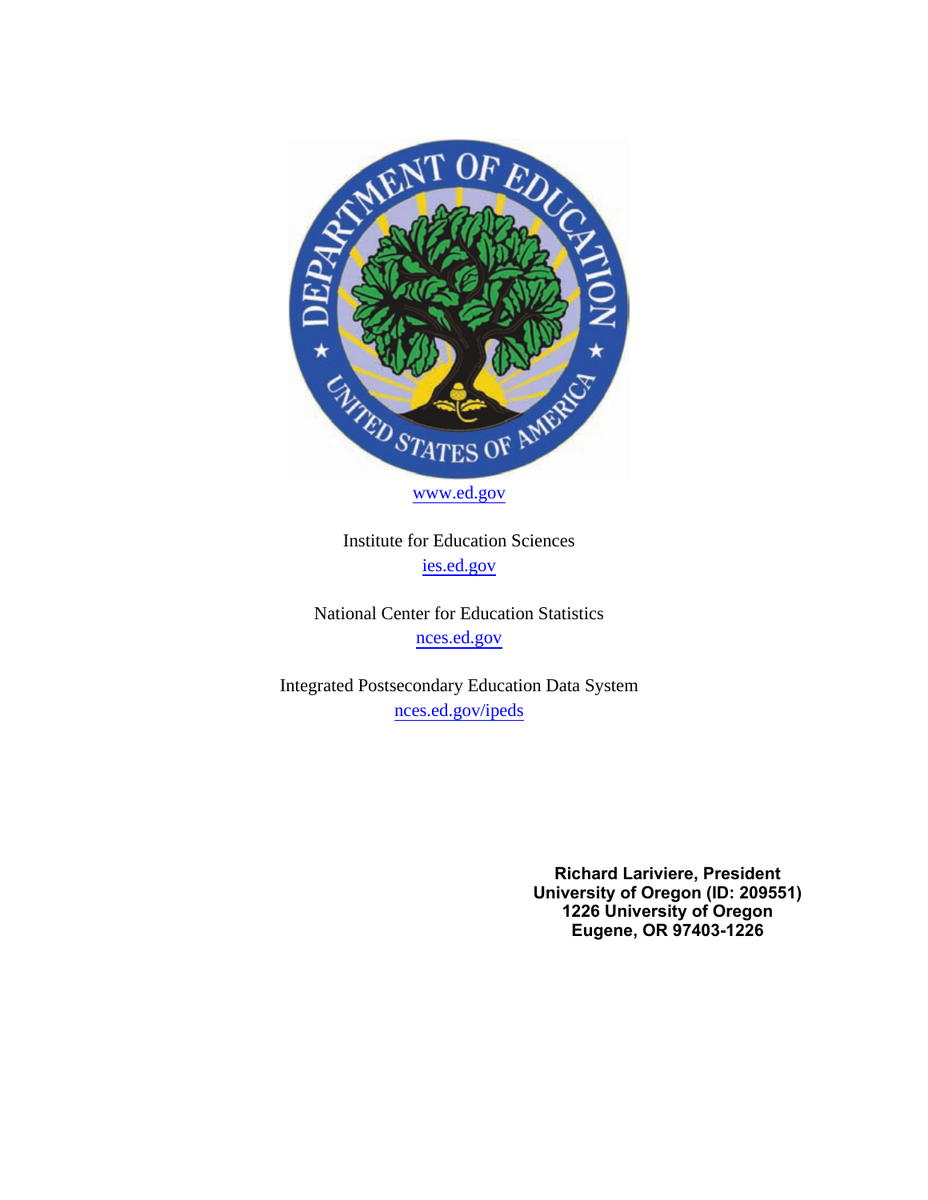www.ed.gov

Institute for Education Sciences
ies.ed.gov

National Center for Education Statistics
nces.ed.gov

Integrated Postsecondary Education Data System
nces.ed.gov/ipeds

**Richard Lariviere, President**
**University of Oregon (ID: 209551)**
**1226 University of Oregon**
**Eugene, OR 97403-1226**